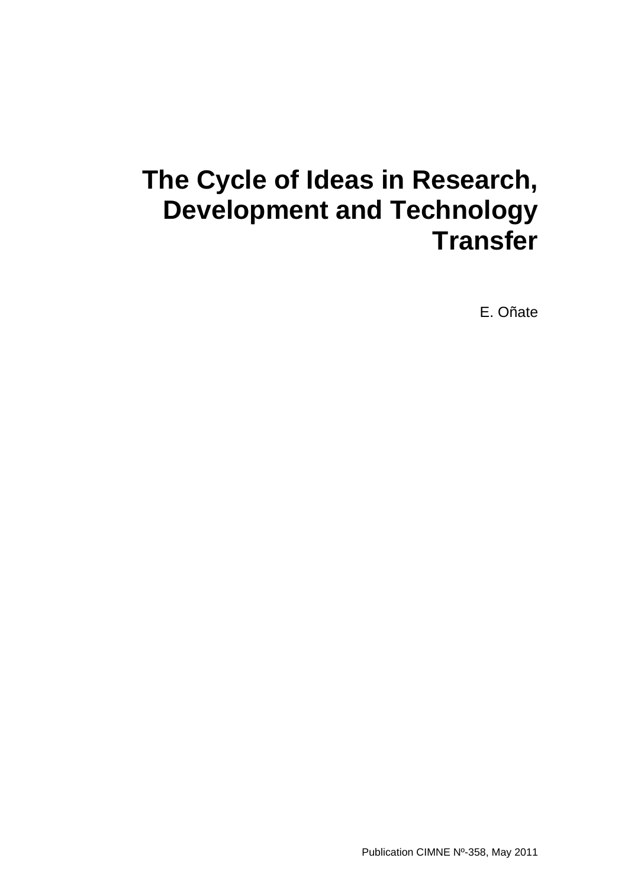# The Cycle of Ideas in Research, Development and Technology Transfer

E. Oñate

Publication CIMNE Nº-358, May 2011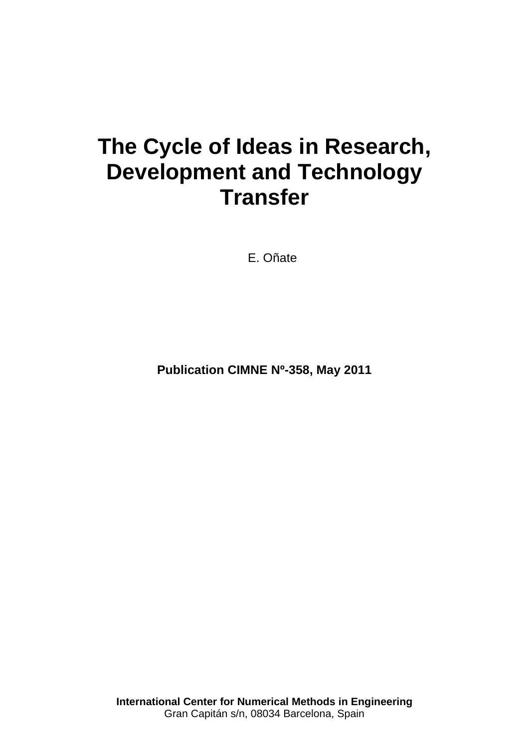# The Cycle of Ideas in Research, Development and Technology Transfer

E. Oñate

**Publication CIMNE Nº-358, May 2011**

**International Center for Numerical Methods in Engineering**
Gran Capitán s/n, 08034 Barcelona, Spain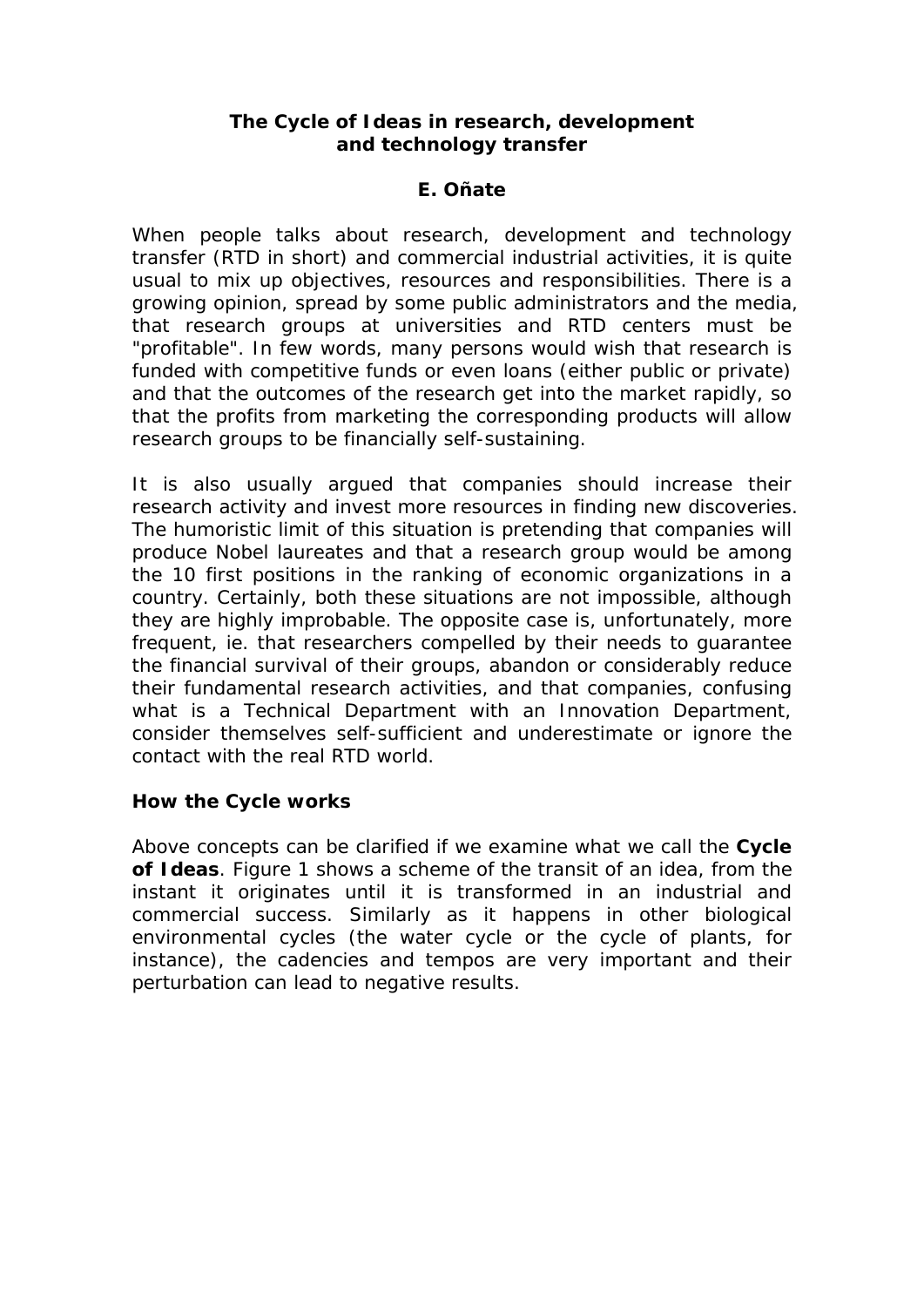# The Cycle of Ideas in research, development and technology transfer

**E. Oñate**

When people talks about research, development and technology transfer (RTD in short) and commercial industrial activities, it is quite usual to mix up objectives, resources and responsibilities. There is a growing opinion, spread by some public administrators and the media, that research groups at universities and RTD centers must be "profitable". In few words, many persons would wish that research is funded with competitive funds or even loans (either public or private) and that the outcomes of the research get into the market rapidly, so that the profits from marketing the corresponding products will allow research groups to be financially self-sustaining.

It is also usually argued that companies should increase their research activity and invest more resources in finding new discoveries. The humoristic limit of this situation is pretending that companies will produce Nobel laureates and that a research group would be among the 10 first positions in the ranking of economic organizations in a country. Certainly, both these situations are not impossible, although they are highly improbable. The opposite case is, unfortunately, more frequent, ie. that researchers compelled by their needs to guarantee the financial survival of their groups, abandon or considerably reduce their fundamental research activities, and that companies, confusing what is a Technical Department with an Innovation Department, consider themselves self-sufficient and underestimate or ignore the contact with the real RTD world.

## How the Cycle works

Above concepts can be clarified if we examine what we call the **Cycle of Ideas**. Figure 1 shows a scheme of the transit of an idea, from the instant it originates until it is transformed in an industrial and commercial success. Similarly as it happens in other biological environmental cycles (the water cycle or the cycle of plants, for instance), the cadencies and tempos are very important and their perturbation can lead to negative results.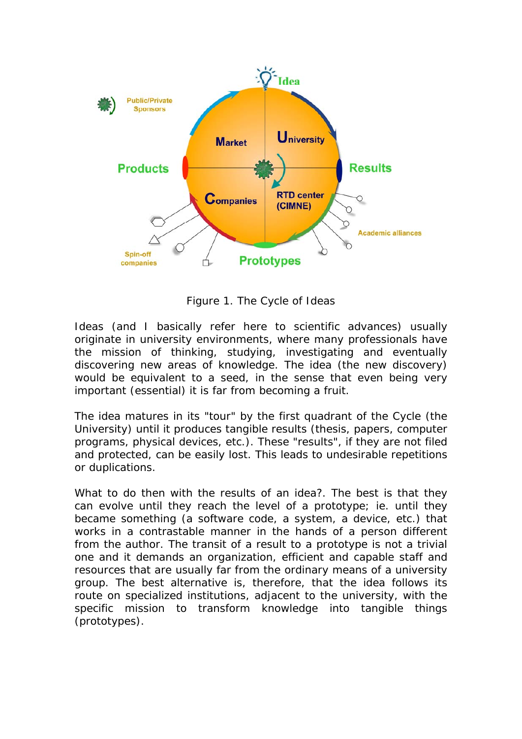Figure 1. The Cycle of Ideas

Ideas (and I basically refer here to scientific advances) usually originate in university environments, where many professionals have the mission of thinking, studying, investigating and eventually discovering new areas of knowledge. The idea (the new discovery) would be equivalent to a seed, in the sense that even being very important (essential) it is far from becoming a fruit.

The idea matures in its "tour" by the first quadrant of the Cycle (the University) until it produces tangible results (thesis, papers, computer programs, physical devices, etc.). These "results", if they are not filed and protected, can be easily lost. This leads to undesirable repetitions or duplications.

What to do then with the results of an idea?. The best is that they can evolve until they reach the level of a prototype; ie. until they became something (a software code, a system, a device, etc.) that works in a contrastable manner in the hands of a person different from the author. The transit of a result to a prototype is not a trivial one and it demands an organization, efficient and capable staff and resources that are usually far from the ordinary means of a university group. The best alternative is, therefore, that the idea follows its route on specialized institutions, adjacent to the university, with the specific mission to transform knowledge into tangible things (prototypes).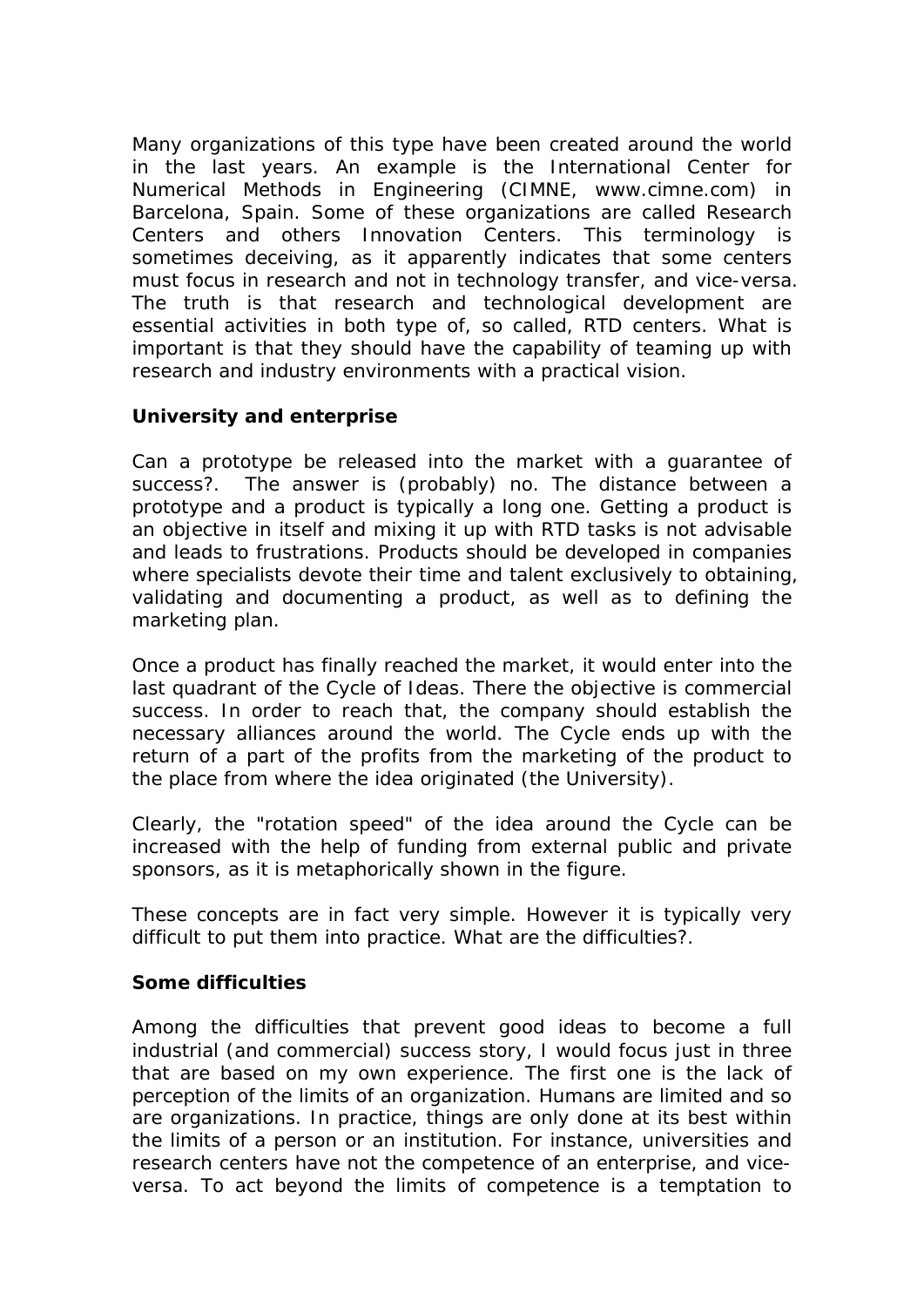Many organizations of this type have been created around the world in the last years. An example is the International Center for Numerical Methods in Engineering (CIMNE, www.cimne.com) in Barcelona, Spain. Some of these organizations are called Research Centers and others Innovation Centers. This terminology is sometimes deceiving, as it apparently indicates that some centers must focus in research and not in technology transfer, and vice-versa. The truth is that research and technological development are essential activities in both type of, so called, RTD centers. What is important is that they should have the capability of teaming up with research and industry environments with a practical vision.

**University and enterprise**

Can a prototype be released into the market with a guarantee of success?. The answer is (probably) no. The distance between a prototype and a product is typically a long one. Getting a product is an objective in itself and mixing it up with RTD tasks is not advisable and leads to frustrations. Products should be developed in companies where specialists devote their time and talent exclusively to obtaining, validating and documenting a product, as well as to defining the marketing plan.

Once a product has finally reached the market, it would enter into the last quadrant of the Cycle of Ideas. There the objective is commercial success. In order to reach that, the company should establish the necessary alliances around the world. The Cycle ends up with the return of a part of the profits from the marketing of the product to the place from where the idea originated (the University).

Clearly, the "rotation speed" of the idea around the Cycle can be increased with the help of funding from external public and private sponsors, as it is metaphorically shown in the figure.

These concepts are in fact very simple. However it is typically very difficult to put them into practice. What are the difficulties?.

**Some difficulties**

Among the difficulties that prevent good ideas to become a full industrial (and commercial) success story, I would focus just in three that are based on my own experience. The first one is the lack of perception of the limits of an organization. Humans are limited and so are organizations. In practice, things are only done at its best within the limits of a person or an institution. For instance, universities and research centers have not the competence of an enterprise, and vice-versa. To act beyond the limits of competence is a temptation to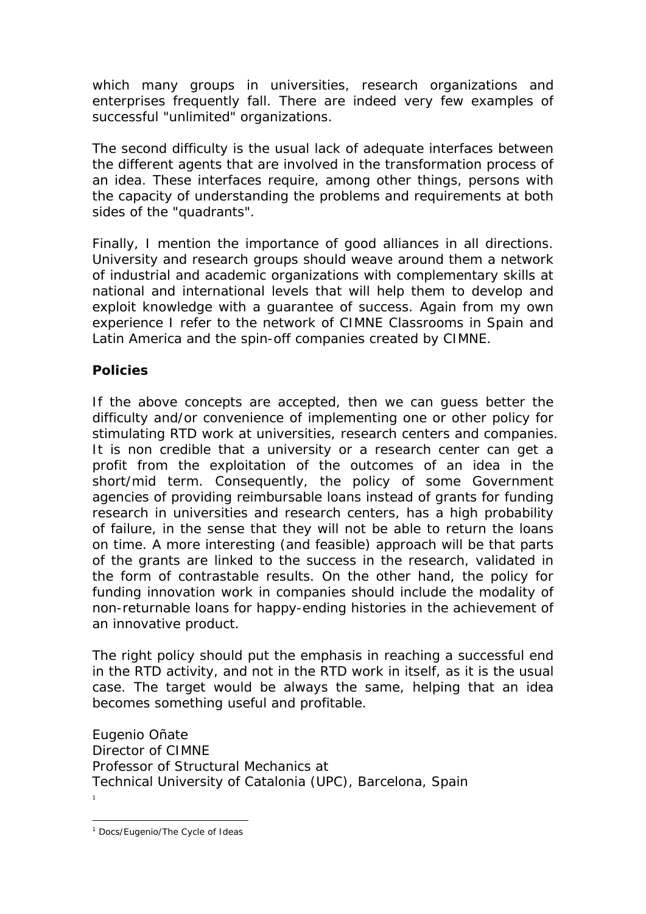which many groups in universities, research organizations and enterprises frequently fall. There are indeed very few examples of successful "unlimited" organizations.

The second difficulty is the usual lack of adequate interfaces between the different agents that are involved in the transformation process of an idea. These interfaces require, among other things, persons with the capacity of understanding the problems and requirements at both sides of the "quadrants".

Finally, I mention the importance of good alliances in all directions. University and research groups should weave around them a network of industrial and academic organizations with complementary skills at national and international levels that will help them to develop and exploit knowledge with a guarantee of success. Again from my own experience I refer to the network of CIMNE Classrooms in Spain and Latin America and the spin-off companies created by CIMNE.

**Policies**

If the above concepts are accepted, then we can guess better the difficulty and/or convenience of implementing one or other policy for stimulating RTD work at universities, research centers and companies. It is non credible that a university or a research center can get a profit from the exploitation of the outcomes of an idea in the short/mid term. Consequently, the policy of some Government agencies of providing reimbursable loans instead of grants for funding research in universities and research centers, has a high probability of failure, in the sense that they will not be able to return the loans on time. A more interesting (and feasible) approach will be that parts of the grants are linked to the success in the research, validated in the form of contrastable results. On the other hand, the policy for funding innovation work in companies should include the modality of non-returnable loans for happy-ending histories in the achievement of an innovative product.

The right policy should put the emphasis in reaching a successful end in the RTD activity, and not in the RTD work in itself, as it is the usual case. The target would be always the same, helping that an idea becomes something useful and profitable.

Eugenio Oñate
Director of CIMNE
Professor of Structural Mechanics at
Technical University of Catalonia (UPC), Barcelona, Spain
[1]

[1] Docs/Eugenio/The Cycle of Ideas